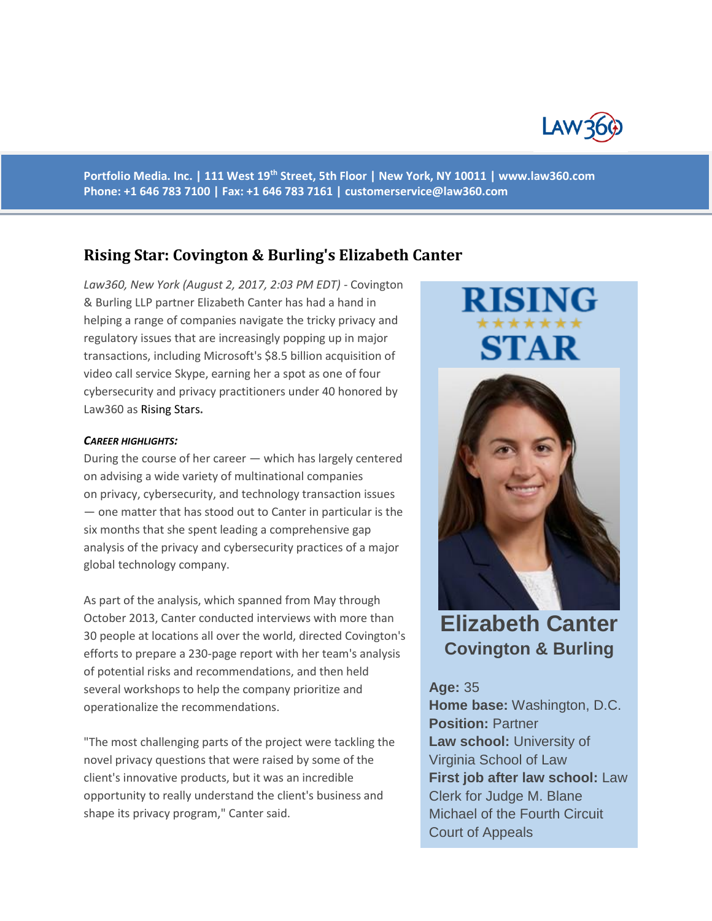Portfolio Media. Inc. | 111 West 19th Street, 5th Floor | New York, NY 10011 | www.law360.com
Phone: +1 646 783 7100 | Fax: +1 646 783 7161 | customerservice@law360.com

# Rising Star: Covington & Burling's Elizabeth Canter

*Law360, New York (August 2, 2017, 2:03 PM EDT)* - Covington & Burling LLP partner Elizabeth Canter has had a hand in helping a range of companies navigate the tricky privacy and regulatory issues that are increasingly popping up in major transactions, including Microsoft's $8.5 billion acquisition of video call service Skype, earning her a spot as one of four cybersecurity and privacy practitioners under 40 honored by Law360 as Rising Stars.

**RISING STAR**

**Elizabeth Canter**
**Covington & Burling**

**Age:** 35
**Home base:** Washington, D.C.
**Position:** Partner
**Law school:** University of Virginia School of Law
**First job after law school:** Law Clerk for Judge M. Blane Michael of the Fourth Circuit Court of Appeals

***CAREER HIGHLIGHTS:***

During the course of her career — which has largely centered on advising a wide variety of multinational companies on privacy, cybersecurity, and technology transaction issues — one matter that has stood out to Canter in particular is the six months that she spent leading a comprehensive gap analysis of the privacy and cybersecurity practices of a major global technology company.

As part of the analysis, which spanned from May through October 2013, Canter conducted interviews with more than 30 people at locations all over the world, directed Covington's efforts to prepare a 230-page report with her team's analysis of potential risks and recommendations, and then held several workshops to help the company prioritize and operationalize the recommendations.

"The most challenging parts of the project were tackling the novel privacy questions that were raised by some of the client's innovative products, but it was an incredible opportunity to really understand the client's business and shape its privacy program," Canter said.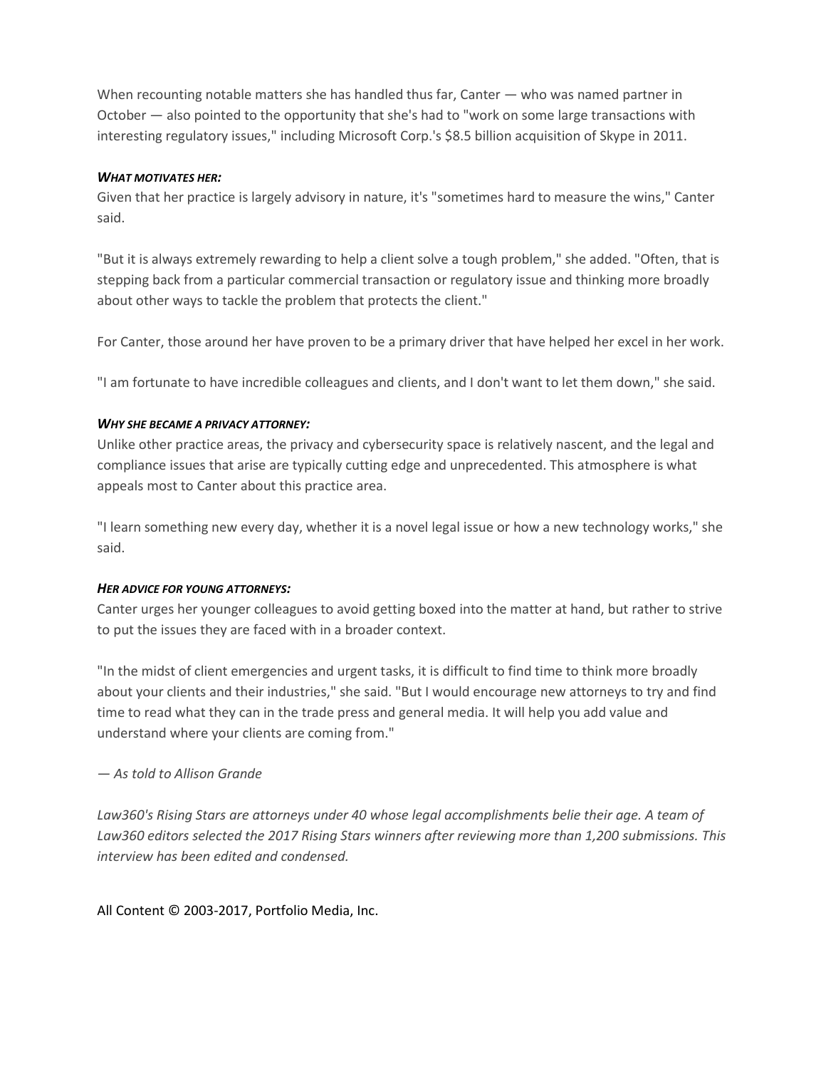When recounting notable matters she has handled thus far, Canter — who was named partner in October — also pointed to the opportunity that she's had to "work on some large transactions with interesting regulatory issues," including Microsoft Corp.'s $8.5 billion acquisition of Skype in 2011.

***WHAT MOTIVATES HER:***

Given that her practice is largely advisory in nature, it's "sometimes hard to measure the wins," Canter said.

"But it is always extremely rewarding to help a client solve a tough problem," she added. "Often, that is stepping back from a particular commercial transaction or regulatory issue and thinking more broadly about other ways to tackle the problem that protects the client."

For Canter, those around her have proven to be a primary driver that have helped her excel in her work.

"I am fortunate to have incredible colleagues and clients, and I don't want to let them down," she said.

***WHY SHE BECAME A PRIVACY ATTORNEY:***

Unlike other practice areas, the privacy and cybersecurity space is relatively nascent, and the legal and compliance issues that arise are typically cutting edge and unprecedented. This atmosphere is what appeals most to Canter about this practice area.

"I learn something new every day, whether it is a novel legal issue or how a new technology works," she said.

***HER ADVICE FOR YOUNG ATTORNEYS:***

Canter urges her younger colleagues to avoid getting boxed into the matter at hand, but rather to strive to put the issues they are faced with in a broader context.

"In the midst of client emergencies and urgent tasks, it is difficult to find time to think more broadly about your clients and their industries," she said. "But I would encourage new attorneys to try and find time to read what they can in the trade press and general media. It will help you add value and understand where your clients are coming from."

*— As told to Allison Grande*

*Law360's Rising Stars are attorneys under 40 whose legal accomplishments belie their age. A team of Law360 editors selected the 2017 Rising Stars winners after reviewing more than 1,200 submissions. This interview has been edited and condensed.*

All Content © 2003-2017, Portfolio Media, Inc.